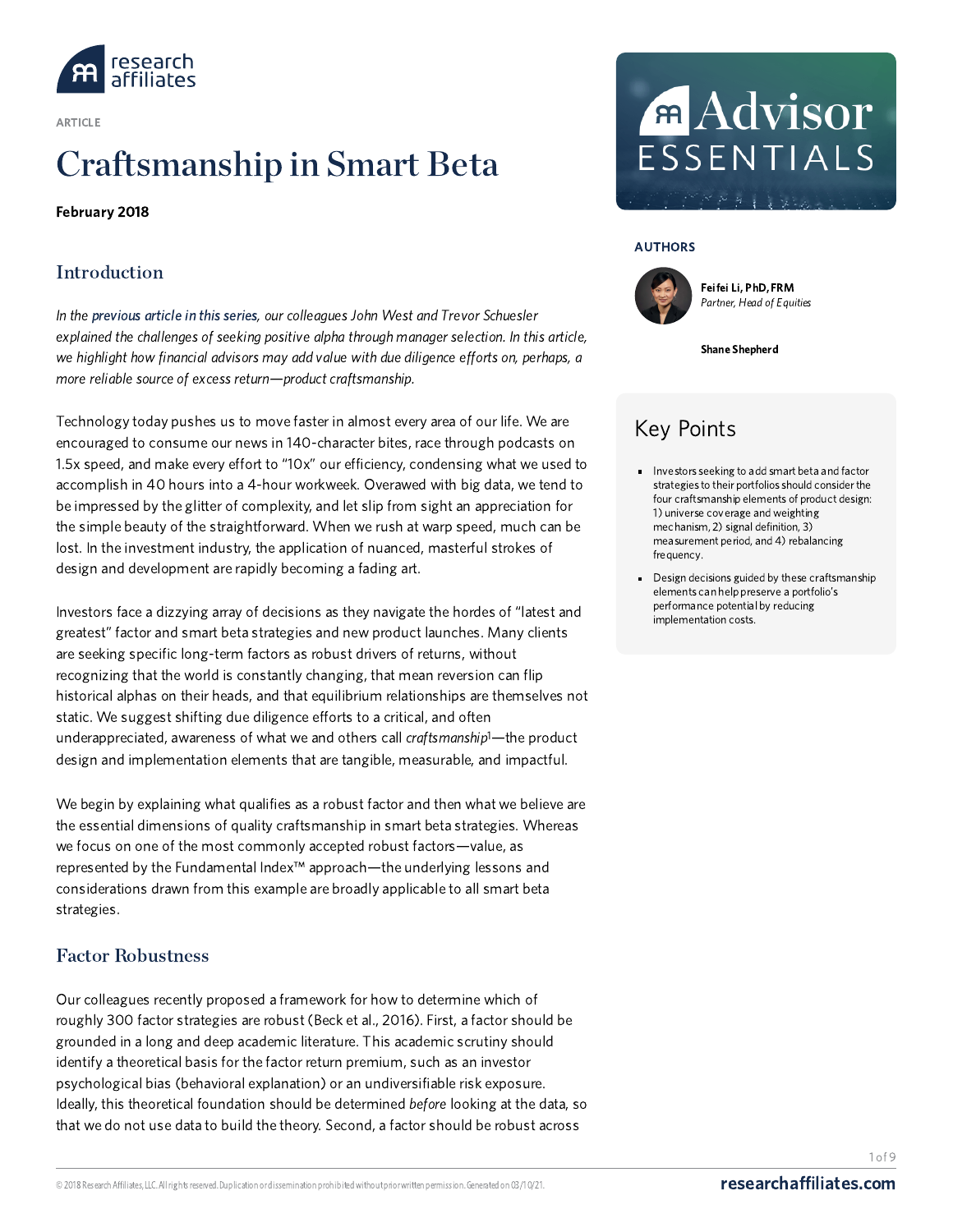ARTICLE

# Craftsmanship in Smart Beta

**February 2018**

**AUTHORS**

**Feifei Li, PhD, FRM**
*Partner, Head of Equities*

**Shane Shepherd**

## Key Points

- Investors seeking to add smart beta and factor strategies to their portfolios should consider the four craftsmanship elements of product design: 1) universe coverage and weighting mechanism, 2) signal definition, 3) measurement period, and 4) rebalancing frequency.
- Design decisions guided by these craftsmanship elements can help preserve a portfolio's performance potential by reducing implementation costs.

## Introduction

*In the previous article in this series, our colleagues John West and Trevor Schuesler explained the challenges of seeking positive alpha through manager selection. In this article, we highlight how financial advisors may add value with due diligence efforts on, perhaps, a more reliable source of excess return—product craftsmanship.*

Technology today pushes us to move faster in almost every area of our life. We are encouraged to consume our news in 140-character bites, race through podcasts on 1.5x speed, and make every effort to "10x" our efficiency, condensing what we used to accomplish in 40 hours into a 4-hour workweek. Overawed with big data, we tend to be impressed by the glitter of complexity, and let slip from sight an appreciation for the simple beauty of the straightforward. When we rush at warp speed, much can be lost. In the investment industry, the application of nuanced, masterful strokes of design and development are rapidly becoming a fading art.

Investors face a dizzying array of decisions as they navigate the hordes of "latest and greatest" factor and smart beta strategies and new product launches. Many clients are seeking specific long-term factors as robust drivers of returns, without recognizing that the world is constantly changing, that mean reversion can flip historical alphas on their heads, and that equilibrium relationships are themselves not static. We suggest shifting due diligence efforts to a critical, and often underappreciated, awareness of what we and others call *craftsmanship*[1]—the product design and implementation elements that are tangible, measurable, and impactful.

We begin by explaining what qualifies as a robust factor and then what we believe are the essential dimensions of quality craftsmanship in smart beta strategies. Whereas we focus on one of the most commonly accepted robust factors—value, as represented by the Fundamental Index™ approach—the underlying lessons and considerations drawn from this example are broadly applicable to all smart beta strategies.

## Factor Robustness

Our colleagues recently proposed a framework for how to determine which of roughly 300 factor strategies are robust (Beck et al., 2016). First, a factor should be grounded in a long and deep academic literature. This academic scrutiny should identify a theoretical basis for the factor return premium, such as an investor psychological bias (behavioral explanation) or an undiversifiable risk exposure. Ideally, this theoretical foundation should be determined *before* looking at the data, so that we do not use data to build the theory. Second, a factor should be robust across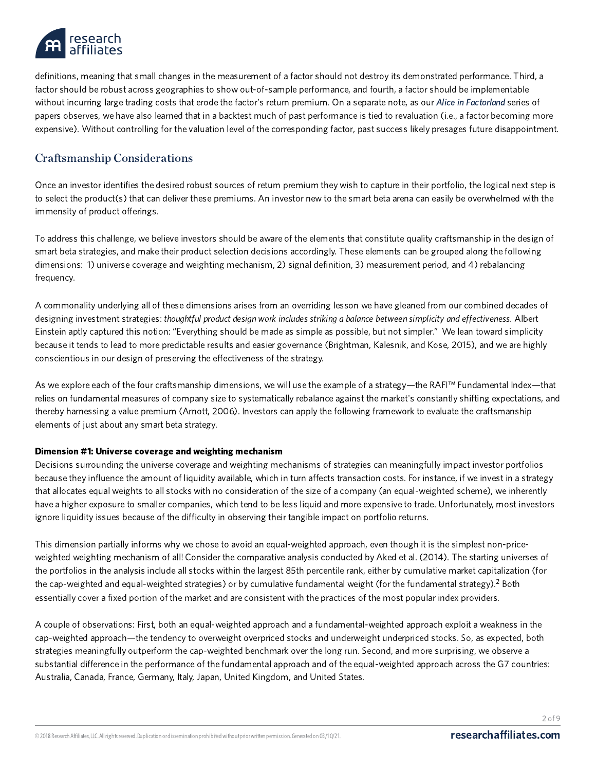definitions, meaning that small changes in the measurement of a factor should not destroy its demonstrated performance. Third, a factor should be robust across geographies to show out-of-sample performance, and fourth, a factor should be implementable without incurring large trading costs that erode the factor's return premium. On a separate note, as our *Alice in Factorland* series of papers observes, we have also learned that in a backtest much of past performance is tied to revaluation (i.e., a factor becoming more expensive). Without controlling for the valuation level of the corresponding factor, past success likely presages future disappointment.

## Craftsmanship Considerations

Once an investor identifies the desired robust sources of return premium they wish to capture in their portfolio, the logical next step is to select the product(s) that can deliver these premiums. An investor new to the smart beta arena can easily be overwhelmed with the immensity of product offerings.

To address this challenge, we believe investors should be aware of the elements that constitute quality craftsmanship in the design of smart beta strategies, and make their product selection decisions accordingly. These elements can be grouped along the following dimensions: 1) universe coverage and weighting mechanism, 2) signal definition, 3) measurement period, and 4) rebalancing frequency.

A commonality underlying all of these dimensions arises from an overriding lesson we have gleaned from our combined decades of designing investment strategies: *thoughtful product design work includes striking a balance between simplicity and effectiveness.* Albert Einstein aptly captured this notion: "Everything should be made as simple as possible, but not simpler." We lean toward simplicity because it tends to lead to more predictable results and easier governance (Brightman, Kalesnik, and Kose, 2015), and we are highly conscientious in our design of preserving the effectiveness of the strategy.

As we explore each of the four craftsmanship dimensions, we will use the example of a strategy—the RAFI™ Fundamental Index—that relies on fundamental measures of company size to systematically rebalance against the market's constantly shifting expectations, and thereby harnessing a value premium (Arnott, 2006). Investors can apply the following framework to evaluate the craftsmanship elements of just about any smart beta strategy.

**Dimension #1: Universe coverage and weighting mechanism**

Decisions surrounding the universe coverage and weighting mechanisms of strategies can meaningfully impact investor portfolios because they influence the amount of liquidity available, which in turn affects transaction costs. For instance, if we invest in a strategy that allocates equal weights to all stocks with no consideration of the size of a company (an equal-weighted scheme), we inherently have a higher exposure to smaller companies, which tend to be less liquid and more expensive to trade. Unfortunately, most investors ignore liquidity issues because of the difficulty in observing their tangible impact on portfolio returns.

This dimension partially informs why we chose to avoid an equal-weighted approach, even though it is the simplest non-price-weighted weighting mechanism of all! Consider the comparative analysis conducted by Aked et al. (2014). The starting universes of the portfolios in the analysis include all stocks within the largest 85th percentile rank, either by cumulative market capitalization (for the cap-weighted and equal-weighted strategies) or by cumulative fundamental weight (for the fundamental strategy).[2] Both essentially cover a fixed portion of the market and are consistent with the practices of the most popular index providers.

A couple of observations: First, both an equal-weighted approach and a fundamental-weighted approach exploit a weakness in the cap-weighted approach—the tendency to overweight overpriced stocks and underweight underpriced stocks. So, as expected, both strategies meaningfully outperform the cap-weighted benchmark over the long run. Second, and more surprising, we observe a substantial difference in the performance of the fundamental approach and of the equal-weighted approach across the G7 countries: Australia, Canada, France, Germany, Italy, Japan, United Kingdom, and United States.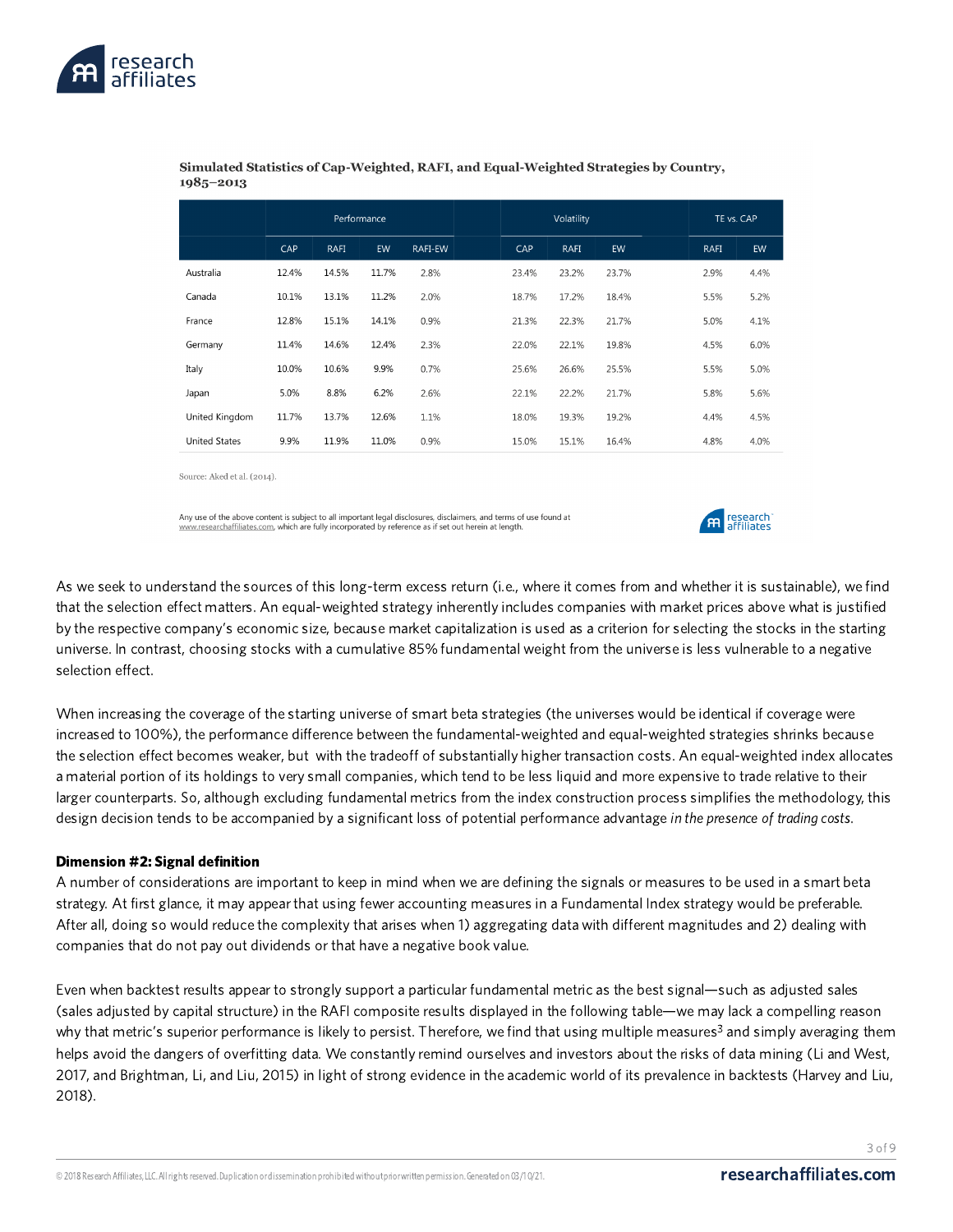**Simulated Statistics of Cap-Weighted, RAFI, and Equal-Weighted Strategies by Country, 1985–2013**

| | Performance | | | | Volatility | | | TE vs. CAP | |
|---|---|---|---|---|---|---|---|---|---|
| | CAP | RAFI | EW | RAFI-EW | CAP | RAFI | EW | RAFI | EW |
| Australia | 12.4% | 14.5% | 11.7% | 2.8% | 23.4% | 23.2% | 23.7% | 2.9% | 4.4% |
| Canada | 10.1% | 13.1% | 11.2% | 2.0% | 18.7% | 17.2% | 18.4% | 5.5% | 5.2% |
| France | 12.8% | 15.1% | 14.1% | 0.9% | 21.3% | 22.3% | 21.7% | 5.0% | 4.1% |
| Germany | 11.4% | 14.6% | 12.4% | 2.3% | 22.0% | 22.1% | 19.8% | 4.5% | 6.0% |
| Italy | 10.0% | 10.6% | 9.9% | 0.7% | 25.6% | 26.6% | 25.5% | 5.5% | 5.0% |
| Japan | 5.0% | 8.8% | 6.2% | 2.6% | 22.1% | 22.2% | 21.7% | 5.8% | 5.6% |
| United Kingdom | 11.7% | 13.7% | 12.6% | 1.1% | 18.0% | 19.3% | 19.2% | 4.4% | 4.5% |
| United States | 9.9% | 11.9% | 11.0% | 0.9% | 15.0% | 15.1% | 16.4% | 4.8% | 4.0% |

Source: Aked et al. (2014).

Any use of the above content is subject to all important legal disclosures, disclaimers, and terms of use found at www.researchaffiliates.com, which are fully incorporated by reference as if set out herein at length.

As we seek to understand the sources of this long-term excess return (i.e., where it comes from and whether it is sustainable), we find that the selection effect matters. An equal-weighted strategy inherently includes companies with market prices above what is justified by the respective company's economic size, because market capitalization is used as a criterion for selecting the stocks in the starting universe. In contrast, choosing stocks with a cumulative 85% fundamental weight from the universe is less vulnerable to a negative selection effect.

When increasing the coverage of the starting universe of smart beta strategies (the universes would be identical if coverage were increased to 100%), the performance difference between the fundamental-weighted and equal-weighted strategies shrinks because the selection effect becomes weaker, but with the tradeoff of substantially higher transaction costs. An equal-weighted index allocates a material portion of its holdings to very small companies, which tend to be less liquid and more expensive to trade relative to their larger counterparts. So, although excluding fundamental metrics from the index construction process simplifies the methodology, this design decision tends to be accompanied by a significant loss of potential performance advantage *in the presence of trading costs*.

**Dimension #2: Signal definition**

A number of considerations are important to keep in mind when we are defining the signals or measures to be used in a smart beta strategy. At first glance, it may appear that using fewer accounting measures in a Fundamental Index strategy would be preferable. After all, doing so would reduce the complexity that arises when 1) aggregating data with different magnitudes and 2) dealing with companies that do not pay out dividends or that have a negative book value.

Even when backtest results appear to strongly support a particular fundamental metric as the best signal—such as adjusted sales (sales adjusted by capital structure) in the RAFI composite results displayed in the following table—we may lack a compelling reason why that metric's superior performance is likely to persist. Therefore, we find that using multiple measures[3] and simply averaging them helps avoid the dangers of overfitting data. We constantly remind ourselves and investors about the risks of data mining (Li and West, 2017, and Brightman, Li, and Liu, 2015) in light of strong evidence in the academic world of its prevalence in backtests (Harvey and Liu, 2018).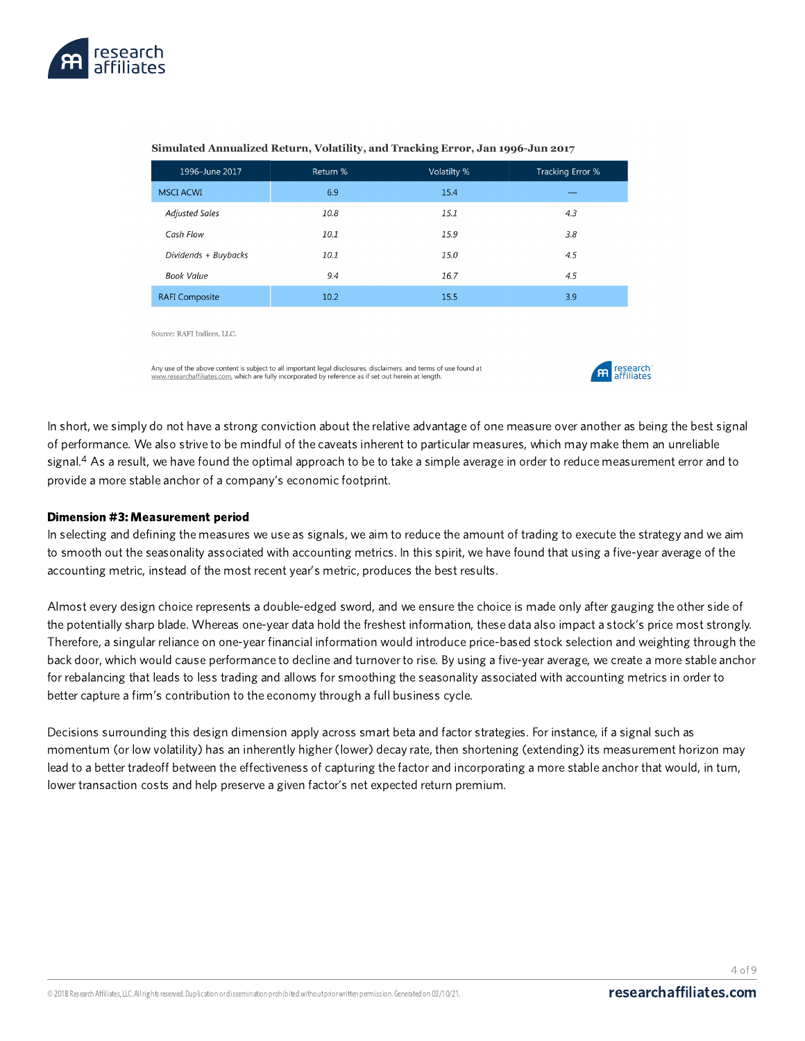**Simulated Annualized Return, Volatility, and Tracking Error, Jan 1996-Jun 2017**

| 1996–June 2017 | Return % | Volatilty % | Tracking Error % |
|---|---|---|---|
| MSCI ACWI | 6.9 | 15.4 | — |
| *Adjusted Sales* | *10.8* | *15.1* | *4.3* |
| *Cash Flow* | *10.1* | *15.9* | *3.8* |
| *Dividends + Buybacks* | *10.1* | *15.0* | *4.5* |
| *Book Value* | *9.4* | *16.7* | *4.5* |
| RAFI Composite | 10.2 | 15.5 | 3.9 |

Source: RAFI Indices, LLC.

Any use of the above content is subject to all important legal disclosures, disclaimers, and terms of use found at www.researchaffiliates.com, which are fully incorporated by reference as if set out herein at length.

In short, we simply do not have a strong conviction about the relative advantage of one measure over another as being the best signal of performance. We also strive to be mindful of the caveats inherent to particular measures, which may make them an unreliable signal.[4] As a result, we have found the optimal approach to be to take a simple average in order to reduce measurement error and to provide a more stable anchor of a company's economic footprint.

**Dimension #3: Measurement period**

In selecting and defining the measures we use as signals, we aim to reduce the amount of trading to execute the strategy and we aim to smooth out the seasonality associated with accounting metrics. In this spirit, we have found that using a five-year average of the accounting metric, instead of the most recent year's metric, produces the best results.

Almost every design choice represents a double-edged sword, and we ensure the choice is made only after gauging the other side of the potentially sharp blade. Whereas one-year data hold the freshest information, these data also impact a stock's price most strongly. Therefore, a singular reliance on one-year financial information would introduce price-based stock selection and weighting through the back door, which would cause performance to decline and turnover to rise. By using a five-year average, we create a more stable anchor for rebalancing that leads to less trading and allows for smoothing the seasonality associated with accounting metrics in order to better capture a firm's contribution to the economy through a full business cycle.

Decisions surrounding this design dimension apply across smart beta and factor strategies. For instance, if a signal such as momentum (or low volatility) has an inherently higher (lower) decay rate, then shortening (extending) its measurement horizon may lead to a better tradeoff between the effectiveness of capturing the factor and incorporating a more stable anchor that would, in turn, lower transaction costs and help preserve a given factor's net expected return premium.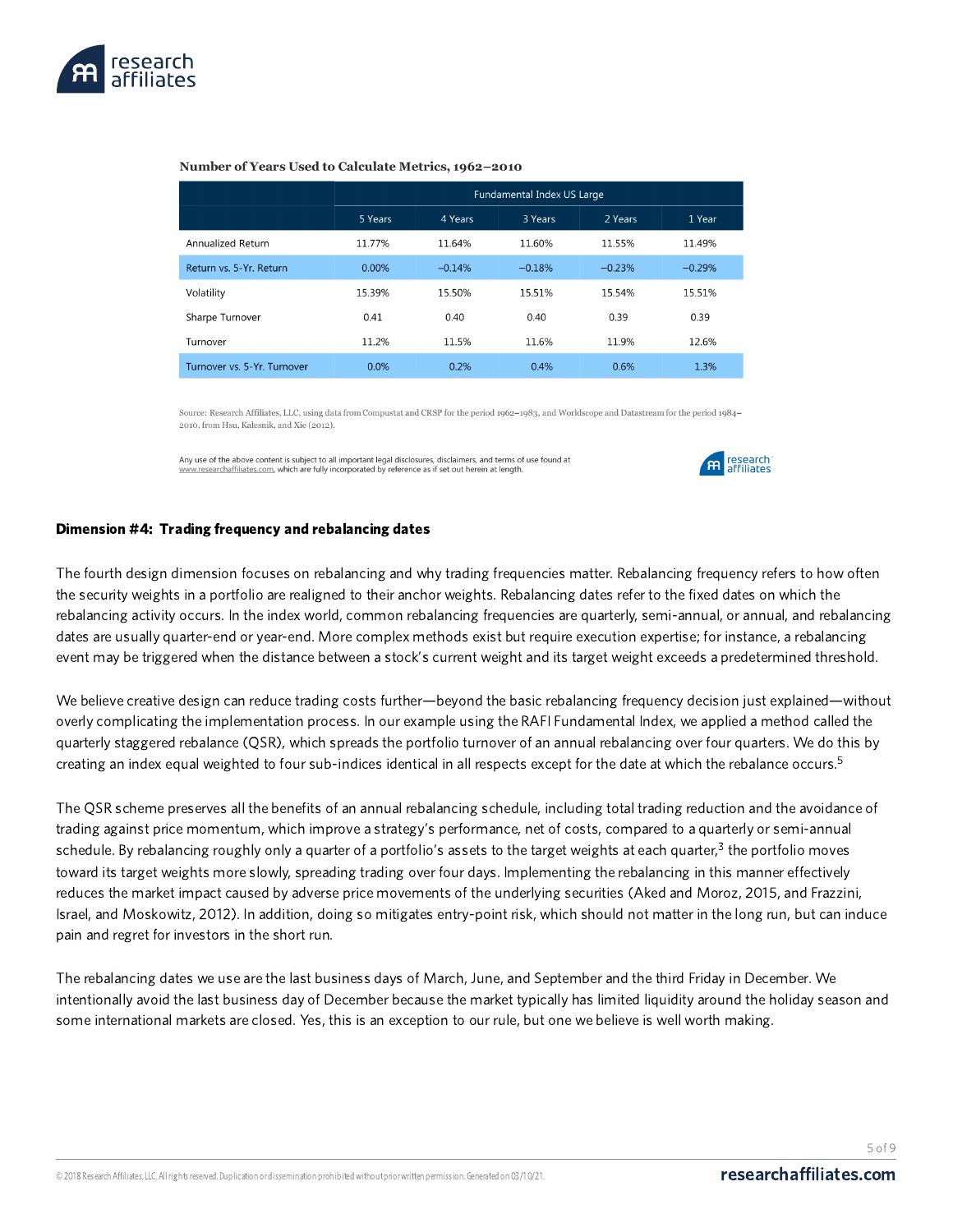**Number of Years Used to Calculate Metrics, 1962–2010**

| | Fundamental Index US Large | | | | |
|---|---|---|---|---|---|
| | 5 Years | 4 Years | 3 Years | 2 Years | 1 Year |
| Annualized Return | 11.77% | 11.64% | 11.60% | 11.55% | 11.49% |
| Return vs. 5-Yr. Return | 0.00% | −0.14% | −0.18% | −0.23% | −0.29% |
| Volatility | 15.39% | 15.50% | 15.51% | 15.54% | 15.51% |
| Sharpe Turnover | 0.41 | 0.40 | 0.40 | 0.39 | 0.39 |
| Turnover | 11.2% | 11.5% | 11.6% | 11.9% | 12.6% |
| Turnover vs. 5-Yr. Turnover | 0.0% | 0.2% | 0.4% | 0.6% | 1.3% |

Source: Research Affiliates, LLC, using data from Compustat and CRSP for the period 1962–1983, and Worldscope and Datastream for the period 1984–2010, from Hsu, Kalesnik, and Xie (2012).

Any use of the above content is subject to all important legal disclosures, disclaimers, and terms of use found at www.researchaffiliates.com, which are fully incorporated by reference as if set out herein at length.

**Dimension #4: Trading frequency and rebalancing dates**

The fourth design dimension focuses on rebalancing and why trading frequencies matter. Rebalancing frequency refers to how often the security weights in a portfolio are realigned to their anchor weights. Rebalancing dates refer to the fixed dates on which the rebalancing activity occurs. In the index world, common rebalancing frequencies are quarterly, semi-annual, or annual, and rebalancing dates are usually quarter-end or year-end. More complex methods exist but require execution expertise; for instance, a rebalancing event may be triggered when the distance between a stock's current weight and its target weight exceeds a predetermined threshold.

We believe creative design can reduce trading costs further—beyond the basic rebalancing frequency decision just explained—without overly complicating the implementation process. In our example using the RAFI Fundamental Index, we applied a method called the quarterly staggered rebalance (QSR), which spreads the portfolio turnover of an annual rebalancing over four quarters. We do this by creating an index equal weighted to four sub-indices identical in all respects except for the date at which the rebalance occurs.[5]

The QSR scheme preserves all the benefits of an annual rebalancing schedule, including total trading reduction and the avoidance of trading against price momentum, which improve a strategy's performance, net of costs, compared to a quarterly or semi-annual schedule. By rebalancing roughly only a quarter of a portfolio's assets to the target weights at each quarter,[3] the portfolio moves toward its target weights more slowly, spreading trading over four days. Implementing the rebalancing in this manner effectively reduces the market impact caused by adverse price movements of the underlying securities (Aked and Moroz, 2015, and Frazzini, Israel, and Moskowitz, 2012). In addition, doing so mitigates entry-point risk, which should not matter in the long run, but can induce pain and regret for investors in the short run.

The rebalancing dates we use are the last business days of March, June, and September and the third Friday in December. We intentionally avoid the last business day of December because the market typically has limited liquidity around the holiday season and some international markets are closed. Yes, this is an exception to our rule, but one we believe is well worth making.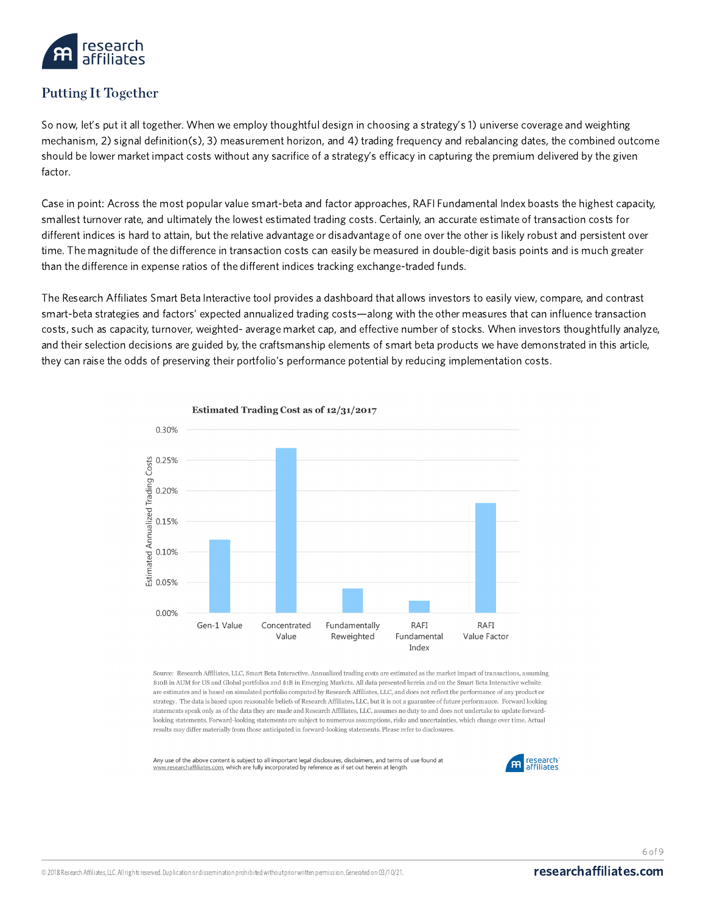## Putting It Together

So now, let's put it all together. When we employ thoughtful design in choosing a strategy's 1) universe coverage and weighting mechanism, 2) signal definition(s), 3) measurement horizon, and 4) trading frequency and rebalancing dates, the combined outcome should be lower market impact costs without any sacrifice of a strategy's efficacy in capturing the premium delivered by the given factor.

Case in point: Across the most popular value smart-beta and factor approaches, RAFI Fundamental Index boasts the highest capacity, smallest turnover rate, and ultimately the lowest estimated trading costs. Certainly, an accurate estimate of transaction costs for different indices is hard to attain, but the relative advantage or disadvantage of one over the other is likely robust and persistent over time. The magnitude of the difference in transaction costs can easily be measured in double-digit basis points and is much greater than the difference in expense ratios of the different indices tracking exchange-traded funds.

The Research Affiliates Smart Beta Interactive tool provides a dashboard that allows investors to easily view, compare, and contrast smart-beta strategies and factors' expected annualized trading costs—along with the other measures that can influence transaction costs, such as capacity, turnover, weighted- average market cap, and effective number of stocks. When investors thoughtfully analyze, and their selection decisions are guided by, the craftsmanship elements of smart beta products we have demonstrated in this article, they can raise the odds of preserving their portfolio's performance potential by reducing implementation costs.

**Estimated Trading Cost as of 12/31/2017**

| Strategy | Estimated Annualized Trading Costs |
|---|---|
| Gen-1 Value | 0.12% |
| Concentrated Value | 0.27% |
| Fundamentally Reweighted | 0.04% |
| RAFI Fundamental Index | 0.02% |
| RAFI Value Factor | 0.18% |

Source: Research Affiliates, LLC, Smart Beta Interactive. Annualized trading costs are estimated as the market impact of transactions, assuming $10B in AUM for US and Global portfolios and $1B in Emerging Markets. All data presented herein and on the Smart Beta Interactive website are estimates and is based on simulated portfolio computed by Research Affiliates, LLC, and does not reflect the performance of any product or strategy. The data is based upon reasonable beliefs of Research Affiliates, LLC, but it is not a guarantee of future performance. Forward looking statements speak only as of the data they are made and Research Affiliates, LLC, assumes no duty to and does not undertake to update forward-looking statements. Forward-looking statements are subject to numerous assumptions, risks and uncertainties, which change over time. Actual results may differ materially from those anticipated in forward-looking statements. Please refer to disclosures.

Any use of the above content is subject to all important legal disclosures, disclaimers, and terms of use found at www.researchaffiliates.com, which are fully incorporated by reference as if set out herein at length.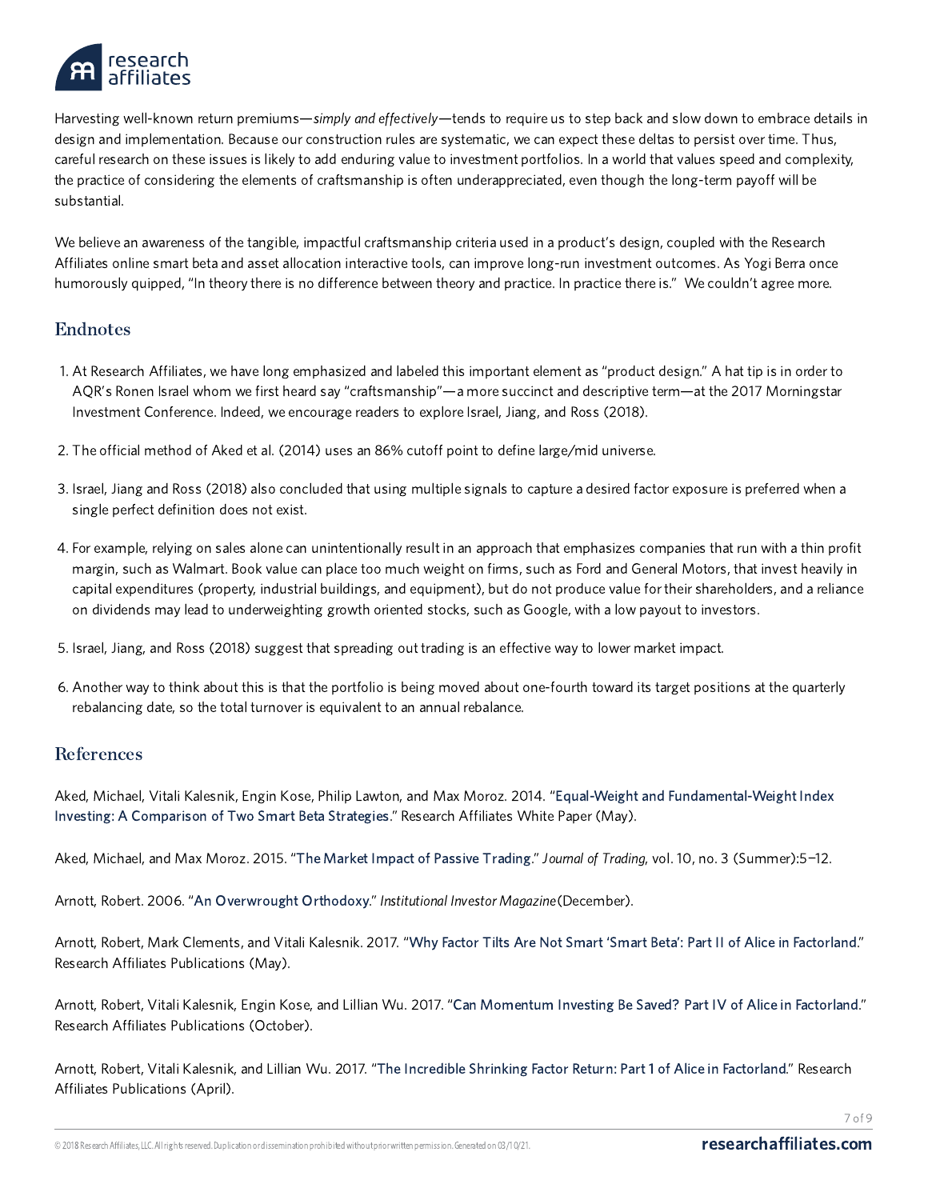Harvesting well-known return premiums—*simply and effectively*—tends to require us to step back and slow down to embrace details in design and implementation. Because our construction rules are systematic, we can expect these deltas to persist over time. Thus, careful research on these issues is likely to add enduring value to investment portfolios. In a world that values speed and complexity, the practice of considering the elements of craftsmanship is often underappreciated, even though the long-term payoff will be substantial.

We believe an awareness of the tangible, impactful craftsmanship criteria used in a product's design, coupled with the Research Affiliates online smart beta and asset allocation interactive tools, can improve long-run investment outcomes. As Yogi Berra once humorously quipped, "In theory there is no difference between theory and practice. In practice there is." We couldn't agree more.

## Endnotes

1. At Research Affiliates, we have long emphasized and labeled this important element as "product design." A hat tip is in order to AQR's Ronen Israel whom we first heard say "craftsmanship"—a more succinct and descriptive term—at the 2017 Morningstar Investment Conference. Indeed, we encourage readers to explore Israel, Jiang, and Ross (2018).
2. The official method of Aked et al. (2014) uses an 86% cutoff point to define large/mid universe.
3. Israel, Jiang and Ross (2018) also concluded that using multiple signals to capture a desired factor exposure is preferred when a single perfect definition does not exist.
4. For example, relying on sales alone can unintentionally result in an approach that emphasizes companies that run with a thin profit margin, such as Walmart. Book value can place too much weight on firms, such as Ford and General Motors, that invest heavily in capital expenditures (property, industrial buildings, and equipment), but do not produce value for their shareholders, and a reliance on dividends may lead to underweighting growth oriented stocks, such as Google, with a low payout to investors.
5. Israel, Jiang, and Ross (2018) suggest that spreading out trading is an effective way to lower market impact.
6. Another way to think about this is that the portfolio is being moved about one-fourth toward its target positions at the quarterly rebalancing date, so the total turnover is equivalent to an annual rebalance.

## References

Aked, Michael, Vitali Kalesnik, Engin Kose, Philip Lawton, and Max Moroz. 2014. "Equal-Weight and Fundamental-Weight Index Investing: A Comparison of Two Smart Beta Strategies." Research Affiliates White Paper (May).

Aked, Michael, and Max Moroz. 2015. "The Market Impact of Passive Trading." *Journal of Trading*, vol. 10, no. 3 (Summer):5–12.

Arnott, Robert. 2006. "An Overwrought Orthodoxy." *Institutional Investor Magazine* (December).

Arnott, Robert, Mark Clements, and Vitali Kalesnik. 2017. "Why Factor Tilts Are Not Smart 'Smart Beta': Part II of Alice in Factorland." Research Affiliates Publications (May).

Arnott, Robert, Vitali Kalesnik, Engin Kose, and Lillian Wu. 2017. "Can Momentum Investing Be Saved? Part IV of Alice in Factorland." Research Affiliates Publications (October).

Arnott, Robert, Vitali Kalesnik, and Lillian Wu. 2017. "The Incredible Shrinking Factor Return: Part 1 of Alice in Factorland." Research Affiliates Publications (April).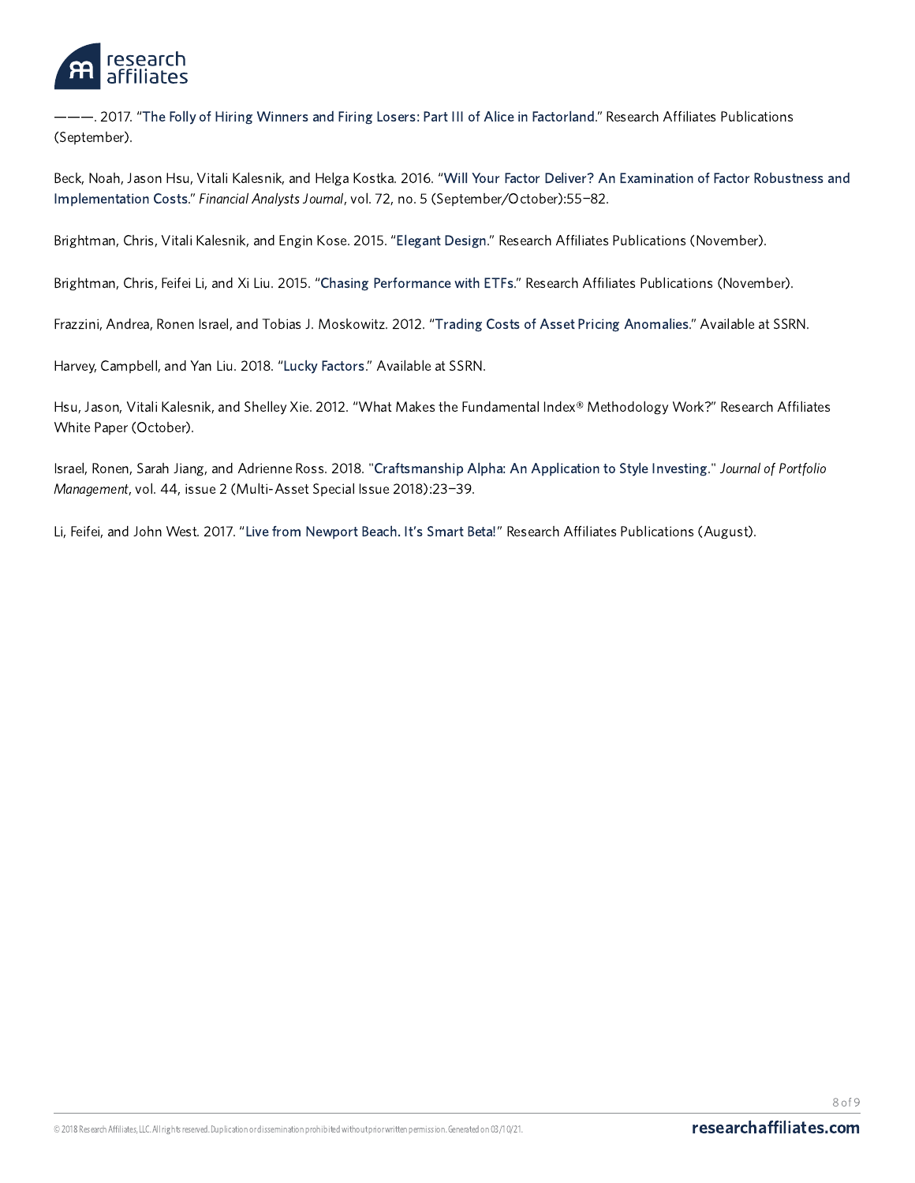———. 2017. "The Folly of Hiring Winners and Firing Losers: Part III of Alice in Factorland." Research Affiliates Publications (September).

Beck, Noah, Jason Hsu, Vitali Kalesnik, and Helga Kostka. 2016. "Will Your Factor Deliver? An Examination of Factor Robustness and Implementation Costs." *Financial Analysts Journal*, vol. 72, no. 5 (September/October):55–82.

Brightman, Chris, Vitali Kalesnik, and Engin Kose. 2015. "Elegant Design." Research Affiliates Publications (November).

Brightman, Chris, Feifei Li, and Xi Liu. 2015. "Chasing Performance with ETFs." Research Affiliates Publications (November).

Frazzini, Andrea, Ronen Israel, and Tobias J. Moskowitz. 2012. "Trading Costs of Asset Pricing Anomalies." Available at SSRN.

Harvey, Campbell, and Yan Liu. 2018. "Lucky Factors." Available at SSRN.

Hsu, Jason, Vitali Kalesnik, and Shelley Xie. 2012. "What Makes the Fundamental Index® Methodology Work?" Research Affiliates White Paper (October).

Israel, Ronen, Sarah Jiang, and Adrienne Ross. 2018. "Craftsmanship Alpha: An Application to Style Investing." *Journal of Portfolio Management*, vol. 44, issue 2 (Multi-Asset Special Issue 2018):23–39.

Li, Feifei, and John West. 2017. "Live from Newport Beach. It's Smart Beta!" Research Affiliates Publications (August).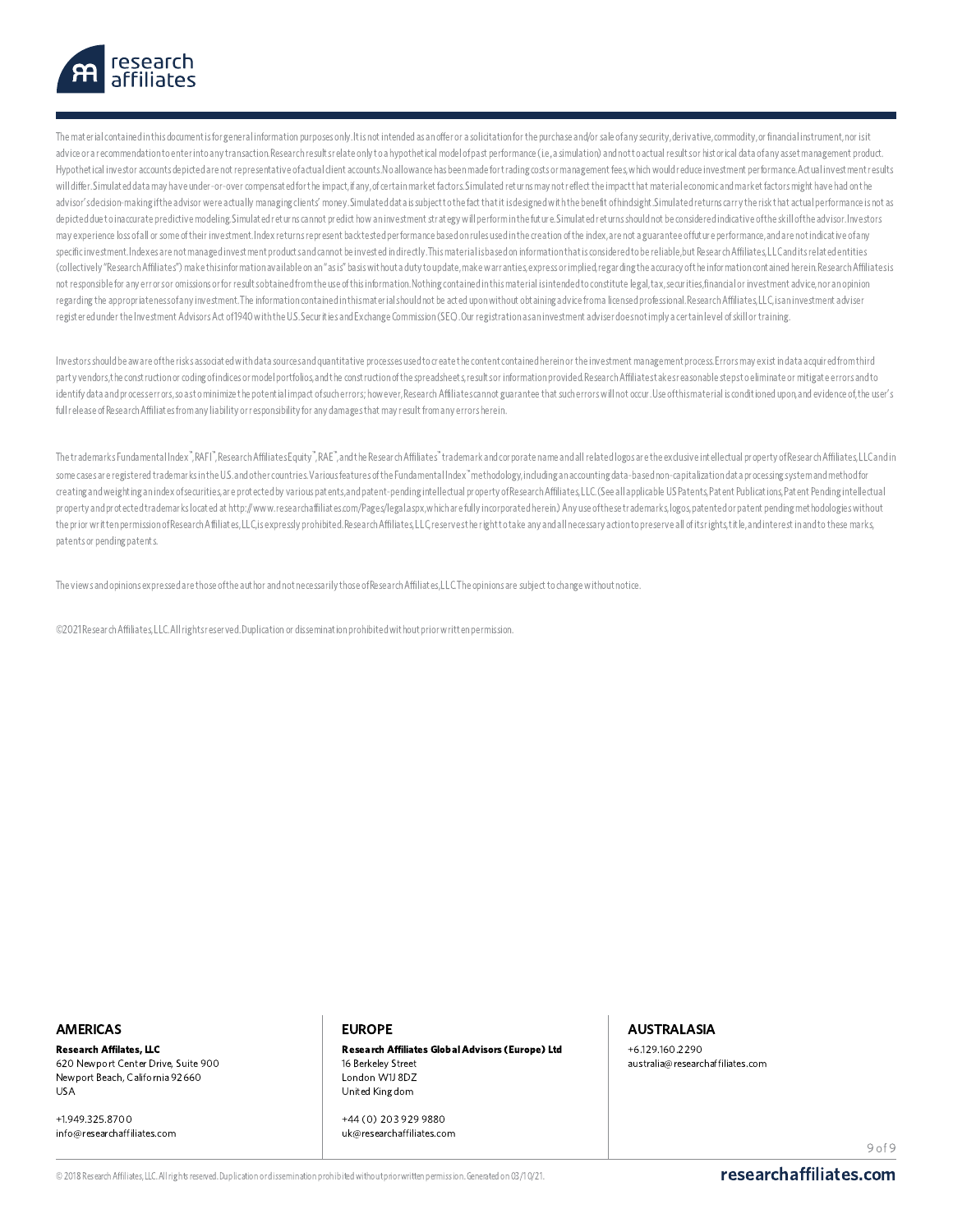The material contained in this document is for general information purposes only. It is not intended as an offer or a solicitation for the purchase and/or sale of any security, derivative, commodity, or financial instrument, nor is it advice or a recommendation to enter into any transaction. Research results relate only to a hypothetical model of past performance (i.e., a simulation) and not to actual results or historical data of any asset management product. Hypothetical investor accounts depicted are not representative of actual client accounts. No allowance has been made for trading costs or management fees, which would reduce investment performance. Actual investment results will differ. Simulated data may have under-or-over compensated for the impact, if any, of certain market factors. Simulated returns may not reflect the impact that material economic and market factors might have had on the advisor's decision-making if the advisor were actually managing clients' money. Simulated data is subject to the fact that it is designed with the benefit of hindsight. Simulated returns carry the risk that actual performance is not as depicted due to inaccurate predictive modeling. Simulated returns cannot predict how an investment strategy will perform in the future. Simulated returns should not be considered indicative of the skill of the advisor. Investors may experience loss of all or some of their investment. Index returns represent backtested performance based on rules used in the creation of the index, are not a guarantee of future performance, and are not indicative of any specific investment. Indexes are not managed investment products and cannot be invested in directly. This material is based on information that is considered to be reliable, but Research Affiliates, LLC and its related entities (collectively "Research Affiliates") make this information available on an "as is" basis without a duty to update, make warranties, express or implied, regarding the accuracy of the information contained herein. Research Affiliates is not responsible for any errors or omissions or for results obtained from the use of this information. Nothing contained in this material is intended to constitute legal, tax, securities, financial or investment advice, nor an opinion regarding the appropriateness of any investment. The information contained in this material should not be acted upon without obtaining advice from a licensed professional. Research Affiliates, LLC, is an investment adviser registered under the Investment Advisors Act of 1940 with the U.S. Securities and Exchange Commission (SEC). Our registration as an investment adviser does not imply a certain level of skill or training.

Investors should be aware of the risks associated with data sources and quantitative processes used to create the content contained herein or the investment management process. Errors may exist in data acquired from third party vendors, the construction or coding of indices or model portfolios, and the construction of the spreadsheets, results or information provided. Research Affiliates takes reasonable steps to eliminate or mitigate errors and to identify data and process errors, so as to minimize the potential impact of such errors; however, Research Affiliates cannot guarantee that such errors will not occur. Use of this material is conditioned upon, and evidence of, the user's full release of Research Affiliates from any liability or responsibility for any damages that may result from any errors herein.

The trademarks Fundamental Index™, RAFI™, Research Affiliates Equity™, RAE™, and the Research Affiliates™ trademark and corporate name and all related logos are the exclusive intellectual property of Research Affiliates, LLC and in some cases are registered trademarks in the U.S. and other countries. Various features of the Fundamental Index™ methodology, including an accounting data-based non-capitalization data processing system and method for creating and weighting an index of securities, are protected by various patents, and patent-pending intellectual property of Research Affiliates, LLC. (See all applicable US Patents, Patent Publications, Patent Pending intellectual property and protected trademarks located at http://www.researchaffiliates.com/Pages/legal.aspx, which are fully incorporated herein.) Any use of these trademarks, logos, patented or patent pending methodologies without the prior written permission of Research Affiliates, LLC, is expressly prohibited. Research Affiliates, LLC, reserves the right to take any and all necessary action to preserve all of its rights, title, and interest in and to these marks, patents or pending patents.

The views and opinions expressed are those of the author and not necessarily those of Research Affiliates, LLC. The opinions are subject to change without notice.

©2021 Research Affiliates, LLC. All rights reserved. Duplication or dissemination prohibited without prior written permission.

**AMERICAS**

**Research Affiliates, LLC**
620 Newport Center Drive, Suite 900
Newport Beach, California 92660
USA

+1.949.325.8700
info@researchaffiliates.com

**EUROPE**

**Research Affiliates Global Advisors (Europe) Ltd**
16 Berkeley Street
London W1J 8DZ
United Kingdom

+44 (0) 203 929 9880
uk@researchaffiliates.com

**AUSTRALASIA**

+6.129.160.2290
australia@researchaffiliates.com